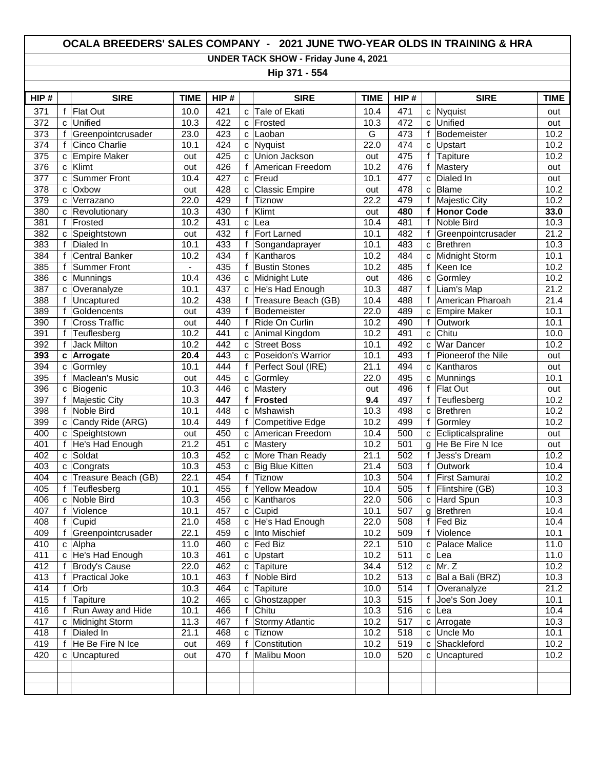# OCALA BREEDERS' SALES COMPANY - 2021 JUNE TWO-YEAR OLDS IN TRAINING & HRA

## UNDER TACK SHOW - Friday June 4, 2021

### Hip 371 - 554

| HIP # | | SIRE | TIME | HIP # | | SIRE | TIME | HIP # | | SIRE | TIME |
|---|---|---|---|---|---|---|---|---|---|---|---|
| 371 | f | Flat Out | 10.0 | 421 | c | Tale of Ekati | 10.4 | 471 | c | Nyquist | out |
| 372 | c | Unified | 10.3 | 422 | c | Frosted | 10.3 | 472 | c | Unified | out |
| 373 | f | Greenpointcrusader | 23.0 | 423 | c | Laoban | G | 473 | f | Bodemeister | 10.2 |
| 374 | f | Cinco Charlie | 10.1 | 424 | c | Nyquist | 22.0 | 474 | c | Upstart | 10.2 |
| 375 | c | Empire Maker | out | 425 | c | Union Jackson | out | 475 | f | Tapiture | 10.2 |
| 376 | c | Klimt | out | 426 | f | American Freedom | 10.2 | 476 | f | Mastery | out |
| 377 | c | Summer Front | 10.4 | 427 | c | Freud | 10.1 | 477 | c | Dialed In | out |
| 378 | c | Oxbow | out | 428 | c | Classic Empire | out | 478 | c | Blame | 10.2 |
| 379 | c | Verrazano | 22.0 | 429 | f | Tiznow | 22.2 | 479 | f | Majestic City | 10.2 |
| 380 | c | Revolutionary | 10.3 | 430 | f | Klimt | out | **480** | **f** | **Honor Code** | **33.0** |
| 381 | f | Frosted | 10.2 | 431 | c | Lea | 10.4 | 481 | f | Noble Bird | 10.3 |
| 382 | c | Speightstown | out | 432 | f | Fort Larned | 10.1 | 482 | f | Greenpointcrusader | 21.2 |
| 383 | f | Dialed In | 10.1 | 433 | f | Songandaprayer | 10.1 | 483 | c | Brethren | 10.3 |
| 384 | f | Central Banker | 10.2 | 434 | f | Kantharos | 10.2 | 484 | c | Midnight Storm | 10.1 |
| 385 | f | Summer Front | - | 435 | f | Bustin Stones | 10.2 | 485 | f | Keen Ice | 10.2 |
| 386 | c | Munnings | 10.4 | 436 | c | Midnight Lute | out | 486 | c | Gormley | 10.2 |
| 387 | c | Overanalyze | 10.1 | 437 | c | He's Had Enough | 10.3 | 487 | f | Liam's Map | 21.2 |
| 388 | f | Uncaptured | 10.2 | 438 | f | Treasure Beach (GB) | 10.4 | 488 | f | American Pharoah | 21.4 |
| 389 | f | Goldencents | out | 439 | f | Bodemeister | 22.0 | 489 | c | Empire Maker | 10.1 |
| 390 | f | Cross Traffic | out | 440 | f | Ride On Curlin | 10.2 | 490 | f | Outwork | 10.1 |
| 391 | f | Teuflesberg | 10.2 | 441 | c | Animal Kingdom | 10.2 | 491 | c | Chitu | 10.0 |
| 392 | f | Jack Milton | 10.2 | 442 | c | Street Boss | 10.1 | 492 | c | War Dancer | 10.2 |
| **393** | **c** | **Arrogate** | **20.4** | 443 | c | Poseidon's Warrior | 10.1 | 493 | f | Pioneerof the Nile | out |
| 394 | c | Gormley | 10.1 | 444 | f | Perfect Soul (IRE) | 21.1 | 494 | c | Kantharos | out |
| 395 | f | Maclean's Music | out | 445 | c | Gormley | 22.0 | 495 | c | Munnings | 10.1 |
| 396 | c | Biogenic | 10.3 | 446 | c | Mastery | out | 496 | f | Flat Out | out |
| 397 | f | Majestic City | 10.3 | **447** | **f** | **Frosted** | **9.4** | 497 | f | Teuflesberg | 10.2 |
| 398 | f | Noble Bird | 10.1 | 448 | c | Mshawish | 10.3 | 498 | c | Brethren | 10.2 |
| 399 | c | Candy Ride (ARG) | 10.4 | 449 | f | Competitive Edge | 10.2 | 499 | f | Gormley | 10.2 |
| 400 | c | Speightstown | out | 450 | c | American Freedom | 10.4 | 500 | c | Eclipticalspraline | out |
| 401 | f | He's Had Enough | 21.2 | 451 | c | Mastery | 10.2 | 501 | g | He Be Fire N Ice | out |
| 402 | c | Soldat | 10.3 | 452 | c | More Than Ready | 21.1 | 502 | f | Jess's Dream | 10.2 |
| 403 | c | Congrats | 10.3 | 453 | c | Big Blue Kitten | 21.4 | 503 | f | Outwork | 10.4 |
| 404 | c | Treasure Beach (GB) | 22.1 | 454 | f | Tiznow | 10.3 | 504 | f | First Samurai | 10.2 |
| 405 | f | Teuflesberg | 10.1 | 455 | f | Yellow Meadow | 10.4 | 505 | f | Flintshire (GB) | 10.3 |
| 406 | c | Noble Bird | 10.3 | 456 | c | Kantharos | 22.0 | 506 | c | Hard Spun | 10.3 |
| 407 | f | Violence | 10.1 | 457 | c | Cupid | 10.1 | 507 | g | Brethren | 10.4 |
| 408 | f | Cupid | 21.0 | 458 | c | He's Had Enough | 22.0 | 508 | f | Fed Biz | 10.4 |
| 409 | f | Greenpointcrusader | 22.1 | 459 | c | Into Mischief | 10.2 | 509 | f | Violence | 10.1 |
| 410 | c | Alpha | 11.0 | 460 | c | Fed Biz | 22.1 | 510 | c | Palace Malice | 11.0 |
| 411 | c | He's Had Enough | 10.3 | 461 | c | Upstart | 10.2 | 511 | c | Lea | 11.0 |
| 412 | f | Brody's Cause | 22.0 | 462 | c | Tapiture | 34.4 | 512 | c | Mr. Z | 10.2 |
| 413 | f | Practical Joke | 10.1 | 463 | f | Noble Bird | 10.2 | 513 | c | Bal a Bali (BRZ) | 10.3 |
| 414 | f | Orb | 10.3 | 464 | c | Tapiture | 10.0 | 514 | f | Overanalyze | 21.2 |
| 415 | f | Tapiture | 10.2 | 465 | c | Ghostzapper | 10.3 | 515 | f | Joe's Son Joey | 10.1 |
| 416 | f | Run Away and Hide | 10.1 | 466 | f | Chitu | 10.3 | 516 | c | Lea | 10.4 |
| 417 | c | Midnight Storm | 11.3 | 467 | f | Stormy Atlantic | 10.2 | 517 | c | Arrogate | 10.3 |
| 418 | f | Dialed In | 21.1 | 468 | c | Tiznow | 10.2 | 518 | c | Uncle Mo | 10.1 |
| 419 | f | He Be Fire N Ice | out | 469 | f | Constitution | 10.2 | 519 | c | Shackleford | 10.2 |
| 420 | c | Uncaptured | out | 470 | f | Malibu Moon | 10.0 | 520 | c | Uncaptured | 10.2 |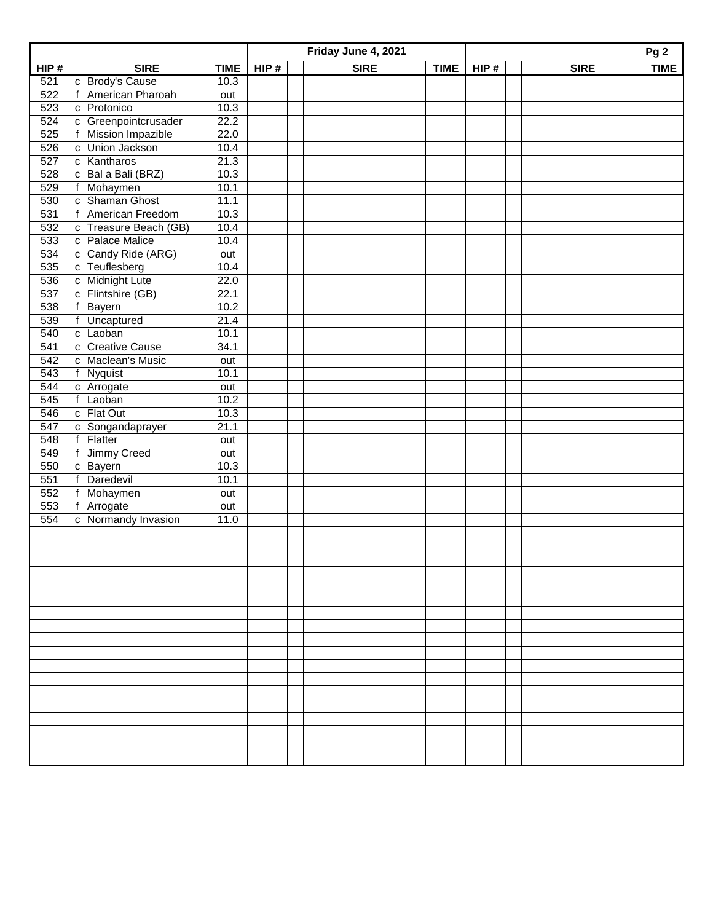| | | | | Friday June 4, 2021 | | | | | | | Pg 2 |
|---|---|---|---|---|---|---|---|---|---|---|---|
| HIP # | | SIRE | TIME | HIP # | | SIRE | TIME | HIP # | | SIRE | TIME |
| 521 | c | Brody's Cause | 10.3 | | | | | | | | |
| 522 | f | American Pharoah | out | | | | | | | | |
| 523 | c | Protonico | 10.3 | | | | | | | | |
| 524 | c | Greenpointcrusader | 22.2 | | | | | | | | |
| 525 | f | Mission Impazible | 22.0 | | | | | | | | |
| 526 | c | Union Jackson | 10.4 | | | | | | | | |
| 527 | c | Kantharos | 21.3 | | | | | | | | |
| 528 | c | Bal a Bali (BRZ) | 10.3 | | | | | | | | |
| 529 | f | Mohaymen | 10.1 | | | | | | | | |
| 530 | c | Shaman Ghost | 11.1 | | | | | | | | |
| 531 | f | American Freedom | 10.3 | | | | | | | | |
| 532 | c | Treasure Beach (GB) | 10.4 | | | | | | | | |
| 533 | c | Palace Malice | 10.4 | | | | | | | | |
| 534 | c | Candy Ride (ARG) | out | | | | | | | | |
| 535 | c | Teuflesberg | 10.4 | | | | | | | | |
| 536 | c | Midnight Lute | 22.0 | | | | | | | | |
| 537 | c | Flintshire (GB) | 22.1 | | | | | | | | |
| 538 | f | Bayern | 10.2 | | | | | | | | |
| 539 | f | Uncaptured | 21.4 | | | | | | | | |
| 540 | c | Laoban | 10.1 | | | | | | | | |
| 541 | c | Creative Cause | 34.1 | | | | | | | | |
| 542 | c | Maclean's Music | out | | | | | | | | |
| 543 | f | Nyquist | 10.1 | | | | | | | | |
| 544 | c | Arrogate | out | | | | | | | | |
| 545 | f | Laoban | 10.2 | | | | | | | | |
| 546 | c | Flat Out | 10.3 | | | | | | | | |
| 547 | c | Songandaprayer | 21.1 | | | | | | | | |
| 548 | f | Flatter | out | | | | | | | | |
| 549 | f | Jimmy Creed | out | | | | | | | | |
| 550 | c | Bayern | 10.3 | | | | | | | | |
| 551 | f | Daredevil | 10.1 | | | | | | | | |
| 552 | f | Mohaymen | out | | | | | | | | |
| 553 | f | Arrogate | out | | | | | | | | |
| 554 | c | Normandy Invasion | 11.0 | | | | | | | | |